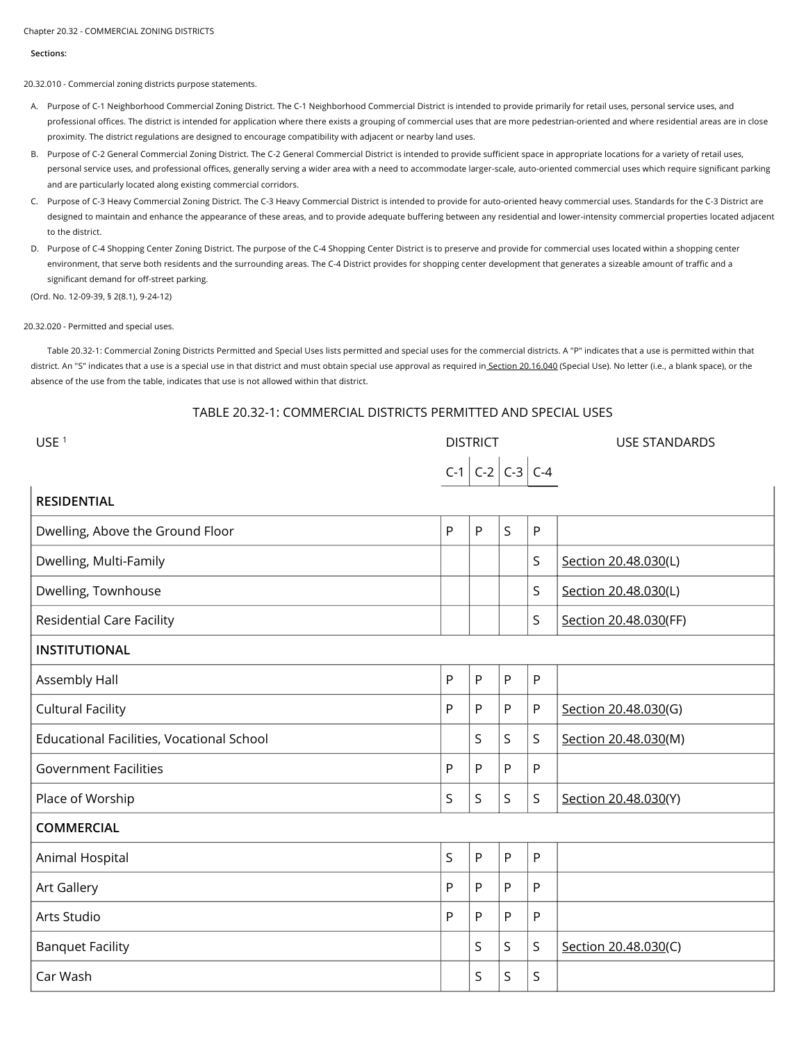Chapter 20.32 - COMMERCIAL ZONING DISTRICTS

**Sections:**

20.32.010 - Commercial zoning districts purpose statements.

A. Purpose of C-1 Neighborhood Commercial Zoning District. The C-1 Neighborhood Commercial District is intended to provide primarily for retail uses, personal service uses, and professional offices. The district is intended for application where there exists a grouping of commercial uses that are more pedestrian-oriented and where residential areas are in close proximity. The district regulations are designed to encourage compatibility with adjacent or nearby land uses.

B. Purpose of C-2 General Commercial Zoning District. The C-2 General Commercial District is intended to provide sufficient space in appropriate locations for a variety of retail uses, personal service uses, and professional offices, generally serving a wider area with a need to accommodate larger-scale, auto-oriented commercial uses which require significant parking and are particularly located along existing commercial corridors.

C. Purpose of C-3 Heavy Commercial Zoning District. The C-3 Heavy Commercial District is intended to provide for auto-oriented heavy commercial uses. Standards for the C-3 District are designed to maintain and enhance the appearance of these areas, and to provide adequate buffering between any residential and lower-intensity commercial properties located adjacent to the district.

D. Purpose of C-4 Shopping Center Zoning District. The purpose of the C-4 Shopping Center District is to preserve and provide for commercial uses located within a shopping center environment, that serve both residents and the surrounding areas. The C-4 District provides for shopping center development that generates a sizeable amount of traffic and a significant demand for off-street parking.

(Ord. No. 12-09-39, § 2(8.1), 9-24-12)

20.32.020 - Permitted and special uses.

Table 20.32-1: Commercial Zoning Districts Permitted and Special Uses lists permitted and special uses for the commercial districts. A "P" indicates that a use is permitted within that district. An "S" indicates that a use is a special use in that district and must obtain special use approval as required in Section 20.16.040 (Special Use). No letter (i.e., a blank space), or the absence of the use from the table, indicates that use is not allowed within that district.

TABLE 20.32-1: COMMERCIAL DISTRICTS PERMITTED AND SPECIAL USES

| USE [1] | DISTRICT | | | | USE STANDARDS |
|---|---|---|---|---|---|
| | C-1 | C-2 | C-3 | C-4 | |
| **RESIDENTIAL** | | | | | |
| Dwelling, Above the Ground Floor | P | P | S | P | |
| Dwelling, Multi-Family | | | | S | Section 20.48.030(L) |
| Dwelling, Townhouse | | | | S | Section 20.48.030(L) |
| Residential Care Facility | | | | S | Section 20.48.030(FF) |
| **INSTITUTIONAL** | | | | | |
| Assembly Hall | P | P | P | P | |
| Cultural Facility | P | P | P | P | Section 20.48.030(G) |
| Educational Facilities, Vocational School | | S | S | S | Section 20.48.030(M) |
| Government Facilities | P | P | P | P | |
| Place of Worship | S | S | S | S | Section 20.48.030(Y) |
| **COMMERCIAL** | | | | | |
| Animal Hospital | S | P | P | P | |
| Art Gallery | P | P | P | P | |
| Arts Studio | P | P | P | P | |
| Banquet Facility | | S | S | S | Section 20.48.030(C) |
| Car Wash | | S | S | S | |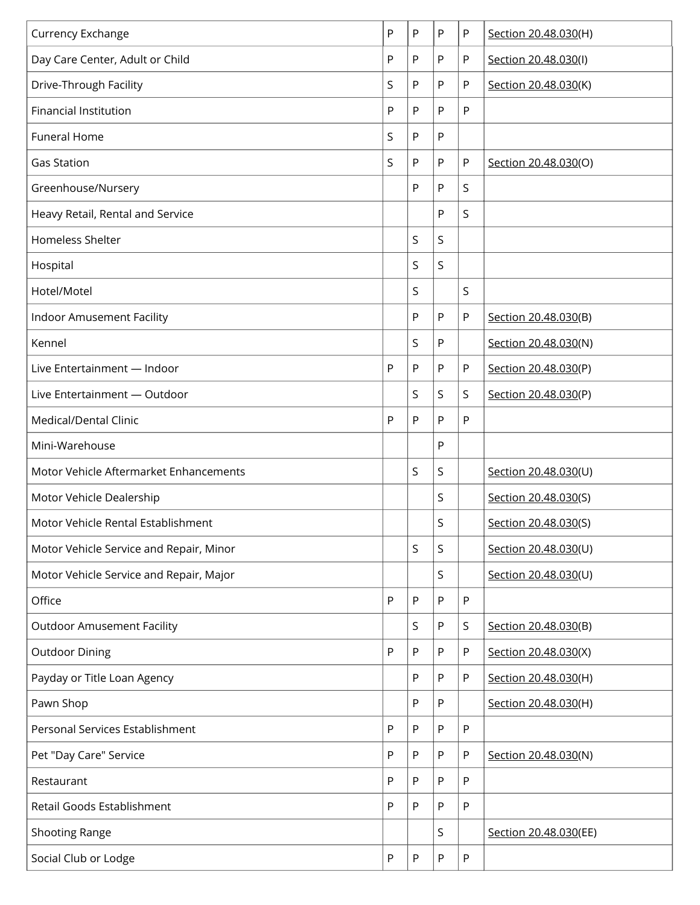| | | | | | |
|---|---|---|---|---|---|
| Currency Exchange | P | P | P | P | Section 20.48.030(H) |
| Day Care Center, Adult or Child | P | P | P | P | Section 20.48.030(I) |
| Drive-Through Facility | S | P | P | P | Section 20.48.030(K) |
| Financial Institution | P | P | P | P | |
| Funeral Home | S | P | P | | |
| Gas Station | S | P | P | P | Section 20.48.030(O) |
| Greenhouse/Nursery | | P | P | S | |
| Heavy Retail, Rental and Service | | | P | S | |
| Homeless Shelter | | S | S | | |
| Hospital | | S | S | | |
| Hotel/Motel | | S | | S | |
| Indoor Amusement Facility | | P | P | P | Section 20.48.030(B) |
| Kennel | | S | P | | Section 20.48.030(N) |
| Live Entertainment — Indoor | P | P | P | P | Section 20.48.030(P) |
| Live Entertainment — Outdoor | | S | S | S | Section 20.48.030(P) |
| Medical/Dental Clinic | P | P | P | P | |
| Mini-Warehouse | | | P | | |
| Motor Vehicle Aftermarket Enhancements | | S | S | | Section 20.48.030(U) |
| Motor Vehicle Dealership | | | S | | Section 20.48.030(S) |
| Motor Vehicle Rental Establishment | | | S | | Section 20.48.030(S) |
| Motor Vehicle Service and Repair, Minor | | S | S | | Section 20.48.030(U) |
| Motor Vehicle Service and Repair, Major | | | S | | Section 20.48.030(U) |
| Office | P | P | P | P | |
| Outdoor Amusement Facility | | S | P | S | Section 20.48.030(B) |
| Outdoor Dining | P | P | P | P | Section 20.48.030(X) |
| Payday or Title Loan Agency | | P | P | P | Section 20.48.030(H) |
| Pawn Shop | | P | P | | Section 20.48.030(H) |
| Personal Services Establishment | P | P | P | P | |
| Pet "Day Care" Service | P | P | P | P | Section 20.48.030(N) |
| Restaurant | P | P | P | P | |
| Retail Goods Establishment | P | P | P | P | |
| Shooting Range | | | S | | Section 20.48.030(EE) |
| Social Club or Lodge | P | P | P | P | |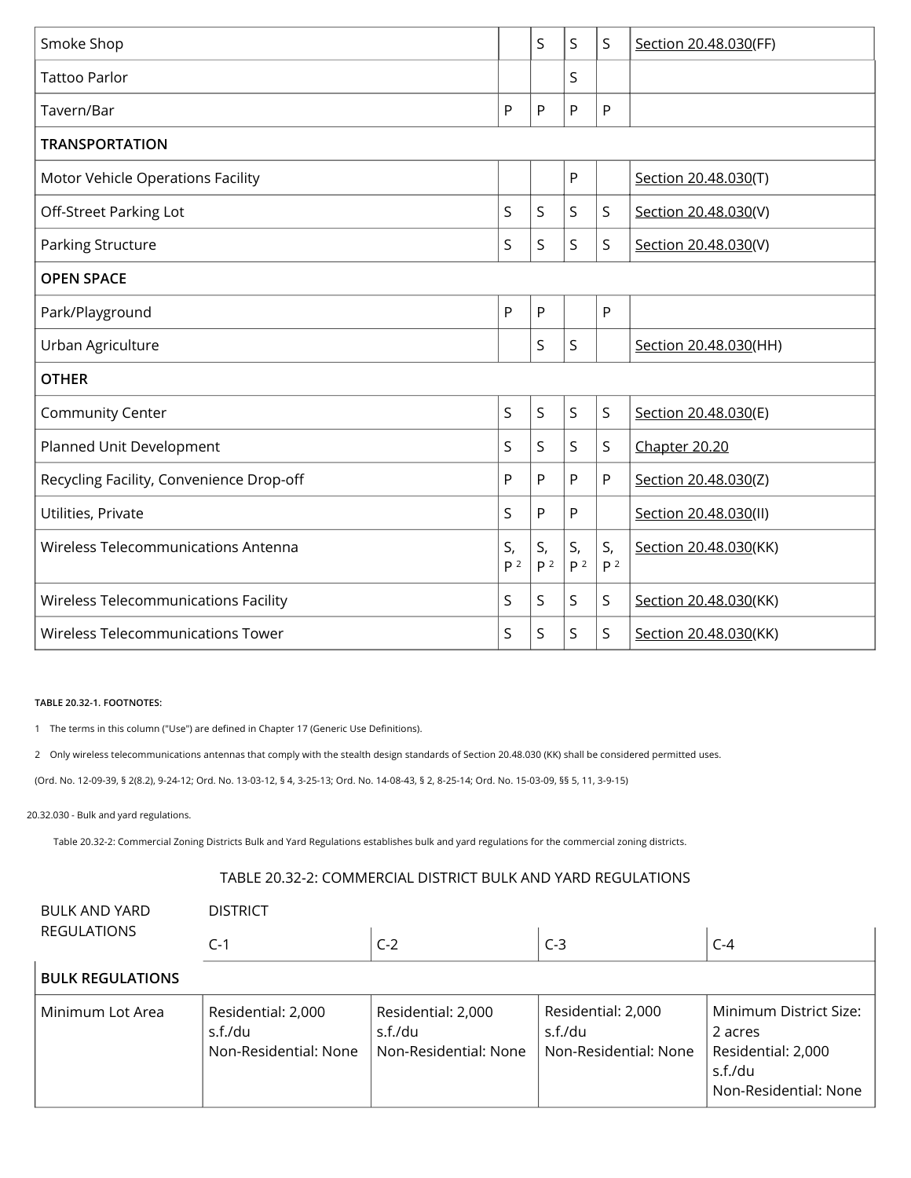| Smoke Shop | | S | S | S | Section 20.48.030(FF) |
|---|---|---|---|---|---|
| Tattoo Parlor | | | S | | |
| Tavern/Bar | P | P | P | P | |
| **TRANSPORTATION** | | | | | |
| Motor Vehicle Operations Facility | | | P | | Section 20.48.030(T) |
| Off-Street Parking Lot | S | S | S | S | Section 20.48.030(V) |
| Parking Structure | S | S | S | S | Section 20.48.030(V) |
| **OPEN SPACE** | | | | | |
| Park/Playground | P | P | | P | |
| Urban Agriculture | | S | S | | Section 20.48.030(HH) |
| **OTHER** | | | | | |
| Community Center | S | S | S | S | Section 20.48.030(E) |
| Planned Unit Development | S | S | S | S | Chapter 20.20 |
| Recycling Facility, Convenience Drop-off | P | P | P | P | Section 20.48.030(Z) |
| Utilities, Private | S | P | P | | Section 20.48.030(II) |
| Wireless Telecommunications Antenna | S, P [2] | S, P [2] | S, P [2] | S, P [2] | Section 20.48.030(KK) |
| Wireless Telecommunications Facility | S | S | S | S | Section 20.48.030(KK) |
| Wireless Telecommunications Tower | S | S | S | S | Section 20.48.030(KK) |

TABLE 20.32-1. FOOTNOTES:

1 The terms in this column ("Use") are defined in Chapter 17 (Generic Use Definitions).

2 Only wireless telecommunications antennas that comply with the stealth design standards of Section 20.48.030 (KK) shall be considered permitted uses.

(Ord. No. 12-09-39, § 2(8.2), 9-24-12; Ord. No. 13-03-12, § 4, 3-25-13; Ord. No. 14-08-43, § 2, 8-25-14; Ord. No. 15-03-09, §§ 5, 11, 3-9-15)

20.32.030 - Bulk and yard regulations.

Table 20.32-2: Commercial Zoning Districts Bulk and Yard Regulations establishes bulk and yard regulations for the commercial zoning districts.

TABLE 20.32-2: COMMERCIAL DISTRICT BULK AND YARD REGULATIONS

| BULK AND YARD REGULATIONS | DISTRICT | | | |
|---|---|---|---|---|
| | C-1 | C-2 | C-3 | C-4 |
| **BULK REGULATIONS** | | | | |
| Minimum Lot Area | Residential: 2,000 s.f./du<br>Non-Residential: None | Residential: 2,000 s.f./du<br>Non-Residential: None | Residential: 2,000 s.f./du<br>Non-Residential: None | Minimum District Size: 2 acres<br>Residential: 2,000 s.f./du<br>Non-Residential: None |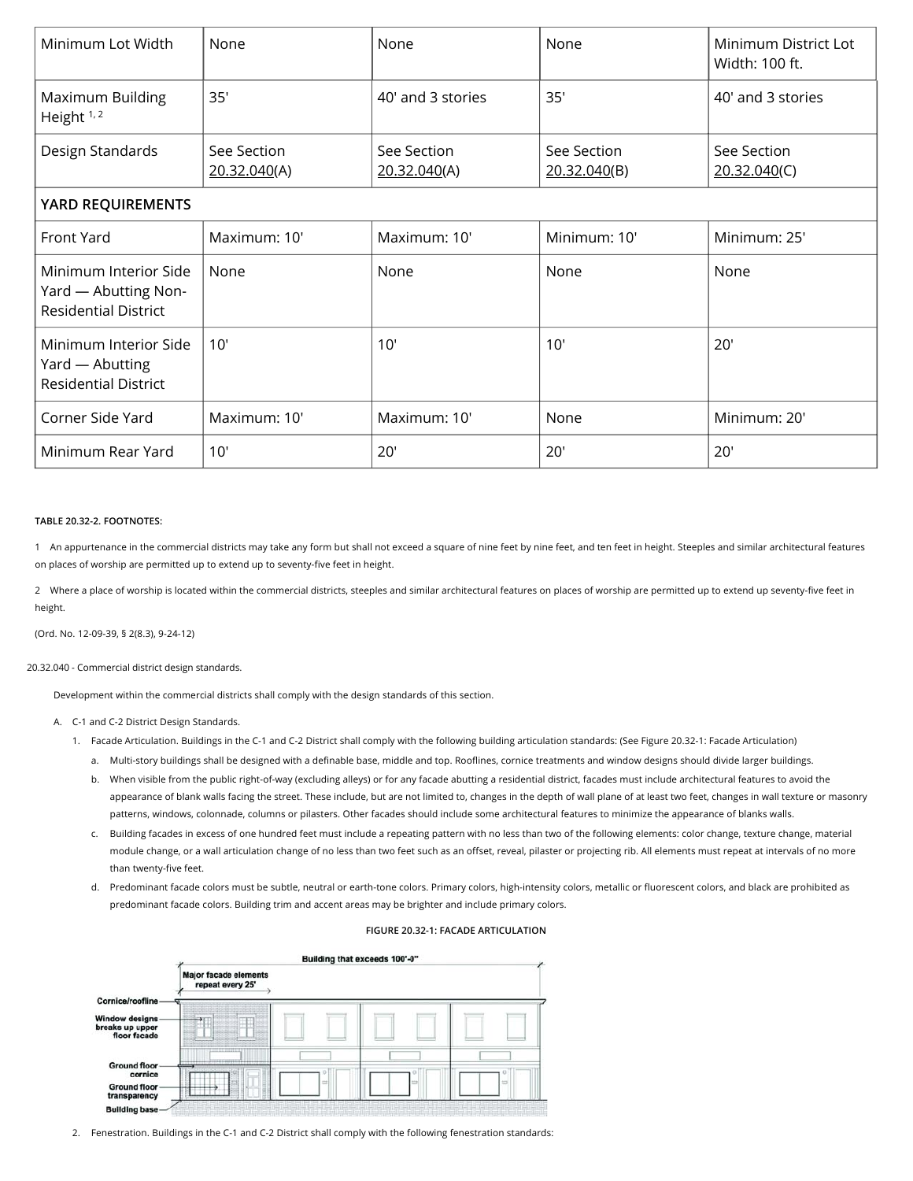| Minimum Lot Width | None | None | None | Minimum District Lot Width: 100 ft. |
|---|---|---|---|---|
| Maximum Building Height [1, 2] | 35' | 40' and 3 stories | 35' | 40' and 3 stories |
| Design Standards | See Section 20.32.040(A) | See Section 20.32.040(A) | See Section 20.32.040(B) | See Section 20.32.040(C) |
| **YARD REQUIREMENTS** | | | | |
| Front Yard | Maximum: 10' | Maximum: 10' | Minimum: 10' | Minimum: 25' |
| Minimum Interior Side Yard — Abutting Non-Residential District | None | None | None | None |
| Minimum Interior Side Yard — Abutting Residential District | 10' | 10' | 10' | 20' |
| Corner Side Yard | Maximum: 10' | Maximum: 10' | None | Minimum: 20' |
| Minimum Rear Yard | 10' | 20' | 20' | 20' |

**TABLE 20.32-2. FOOTNOTES:**

1 An appurtenance in the commercial districts may take any form but shall not exceed a square of nine feet by nine feet, and ten feet in height. Steeples and similar architectural features on places of worship are permitted up to extend up to seventy-five feet in height.

2 Where a place of worship is located within the commercial districts, steeples and similar architectural features on places of worship are permitted up to extend up seventy-five feet in height.

(Ord. No. 12-09-39, § 2(8.3), 9-24-12)

20.32.040 - Commercial district design standards.

Development within the commercial districts shall comply with the design standards of this section.

A. C-1 and C-2 District Design Standards.

1. Facade Articulation. Buildings in the C-1 and C-2 District shall comply with the following building articulation standards: (See Figure 20.32-1: Facade Articulation)

   a. Multi-story buildings shall be designed with a definable base, middle and top. Rooflines, cornice treatments and window designs should divide larger buildings.

   b. When visible from the public right-of-way (excluding alleys) or for any facade abutting a residential district, facades must include architectural features to avoid the appearance of blank walls facing the street. These include, but are not limited to, changes in the depth of wall plane of at least two feet, changes in wall texture or masonry patterns, windows, colonnade, columns or pilasters. Other facades should include some architectural features to minimize the appearance of blanks walls.

   c. Building facades in excess of one hundred feet must include a repeating pattern with no less than two of the following elements: color change, texture change, material module change, or a wall articulation change of no less than two feet such as an offset, reveal, pilaster or projecting rib. All elements must repeat at intervals of no more than twenty-five feet.

   d. Predominant facade colors must be subtle, neutral or earth-tone colors. Primary colors, high-intensity colors, metallic or fluorescent colors, and black are prohibited as predominant facade colors. Building trim and accent areas may be brighter and include primary colors.

**FIGURE 20.32-1: FACADE ARTICULATION**

2. Fenestration. Buildings in the C-1 and C-2 District shall comply with the following fenestration standards: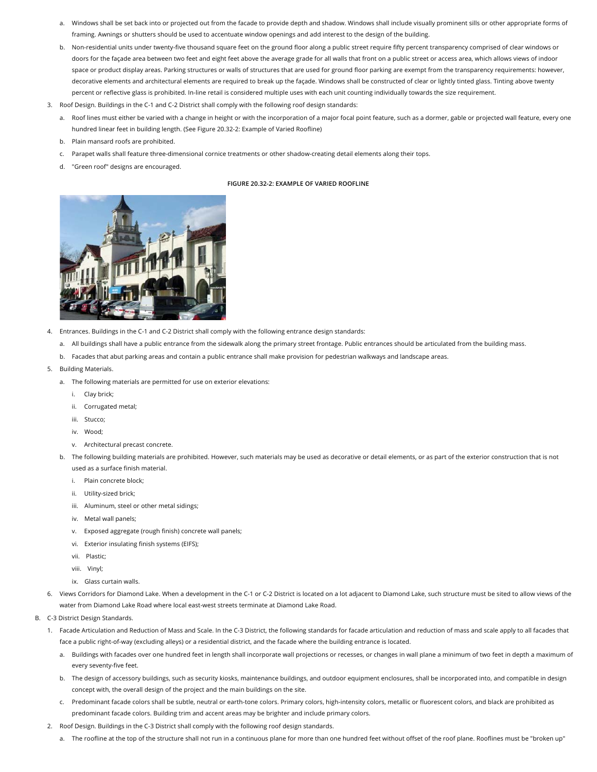a. Windows shall be set back into or projected out from the facade to provide depth and shadow. Windows shall include visually prominent sills or other appropriate forms of framing. Awnings or shutters should be used to accentuate window openings and add interest to the design of the building.

b. Non-residential units under twenty-five thousand square feet on the ground floor along a public street require fifty percent transparency comprised of clear windows or doors for the façade area between two feet and eight feet above the average grade for all walls that front on a public street or access area, which allows views of indoor space or product display areas. Parking structures or walls of structures that are used for ground floor parking are exempt from the transparency requirements: however, decorative elements and architectural elements are required to break up the façade. Windows shall be constructed of clear or lightly tinted glass. Tinting above twenty percent or reflective glass is prohibited. In-line retail is considered multiple uses with each unit counting individually towards the size requirement.

3. Roof Design. Buildings in the C-1 and C-2 District shall comply with the following roof design standards:

   a. Roof lines must either be varied with a change in height or with the incorporation of a major focal point feature, such as a dormer, gable or projected wall feature, every one hundred linear feet in building length. (See Figure 20.32-2: Example of Varied Roofline)

   b. Plain mansard roofs are prohibited.

   c. Parapet walls shall feature three-dimensional cornice treatments or other shadow-creating detail elements along their tops.

   d. "Green roof" designs are encouraged.

FIGURE 20.32-2: EXAMPLE OF VARIED ROOFLINE

4. Entrances. Buildings in the C-1 and C-2 District shall comply with the following entrance design standards:

   a. All buildings shall have a public entrance from the sidewalk along the primary street frontage. Public entrances should be articulated from the building mass.

   b. Facades that abut parking areas and contain a public entrance shall make provision for pedestrian walkways and landscape areas.

5. Building Materials.

   a. The following materials are permitted for use on exterior elevations:

      i. Clay brick;

      ii. Corrugated metal;

      iii. Stucco;

      iv. Wood;

      v. Architectural precast concrete.

   b. The following building materials are prohibited. However, such materials may be used as decorative or detail elements, or as part of the exterior construction that is not used as a surface finish material.

      i. Plain concrete block;

      ii. Utility-sized brick;

      iii. Aluminum, steel or other metal sidings;

      iv. Metal wall panels;

      v. Exposed aggregate (rough finish) concrete wall panels;

      vi. Exterior insulating finish systems (EIFS);

      vii. Plastic;

      viii. Vinyl;

      ix. Glass curtain walls.

6. Views Corridors for Diamond Lake. When a development in the C-1 or C-2 District is located on a lot adjacent to Diamond Lake, such structure must be sited to allow views of the water from Diamond Lake Road where local east-west streets terminate at Diamond Lake Road.

B. C-3 District Design Standards.

1. Facade Articulation and Reduction of Mass and Scale. In the C-3 District, the following standards for facade articulation and reduction of mass and scale apply to all facades that face a public right-of-way (excluding alleys) or a residential district, and the facade where the building entrance is located.

   a. Buildings with facades over one hundred feet in length shall incorporate wall projections or recesses, or changes in wall plane a minimum of two feet in depth a maximum of every seventy-five feet.

   b. The design of accessory buildings, such as security kiosks, maintenance buildings, and outdoor equipment enclosures, shall be incorporated into, and compatible in design concept with, the overall design of the project and the main buildings on the site.

   c. Predominant facade colors shall be subtle, neutral or earth-tone colors. Primary colors, high-intensity colors, metallic or fluorescent colors, and black are prohibited as predominant facade colors. Building trim and accent areas may be brighter and include primary colors.

2. Roof Design. Buildings in the C-3 District shall comply with the following roof design standards.

   a. The roofline at the top of the structure shall not run in a continuous plane for more than one hundred feet without offset of the roof plane. Rooflines must be "broken up"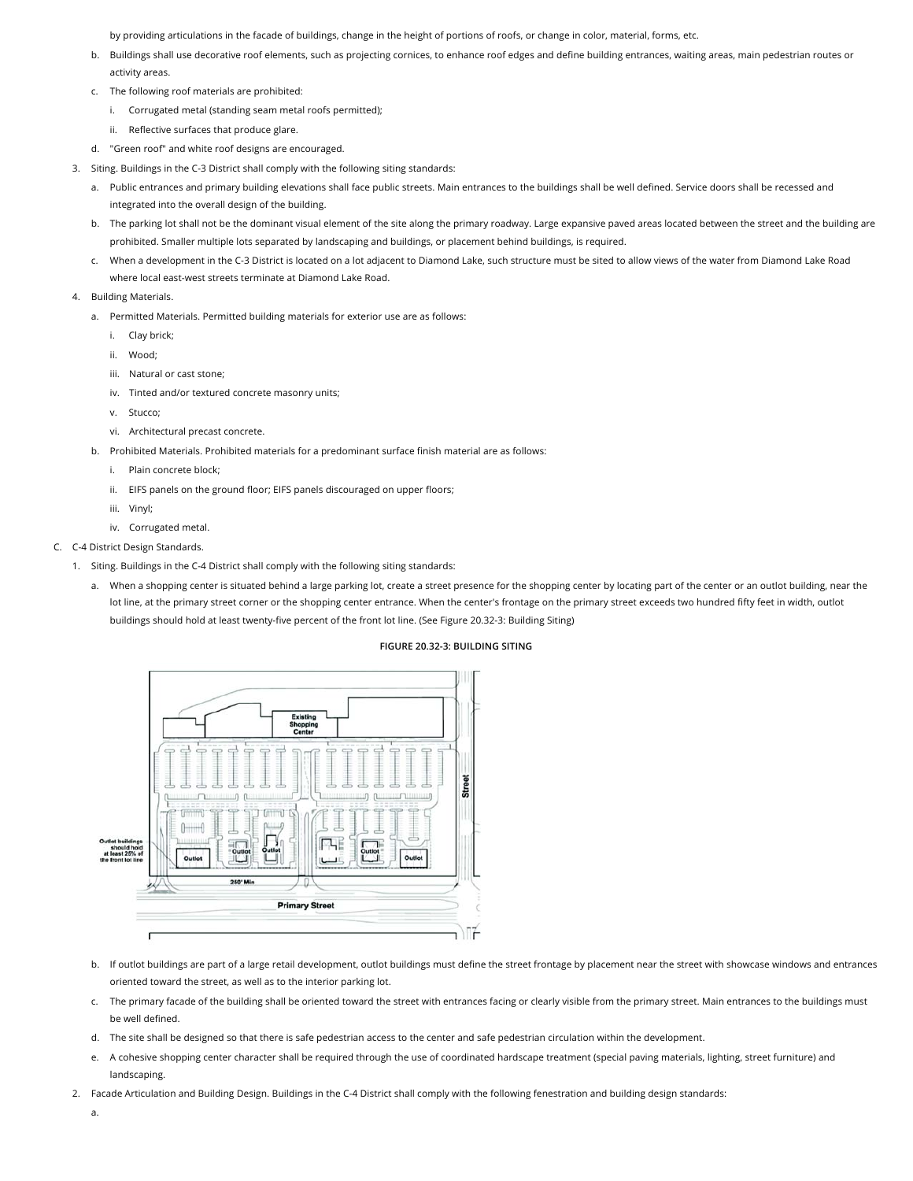by providing articulations in the facade of buildings, change in the height of portions of roofs, or change in color, material, forms, etc.

b. Buildings shall use decorative roof elements, such as projecting cornices, to enhance roof edges and define building entrances, waiting areas, main pedestrian routes or activity areas.

c. The following roof materials are prohibited:

   i. Corrugated metal (standing seam metal roofs permitted);

   ii. Reflective surfaces that produce glare.

d. "Green roof" and white roof designs are encouraged.

3. Siting. Buildings in the C-3 District shall comply with the following siting standards:

   a. Public entrances and primary building elevations shall face public streets. Main entrances to the buildings shall be well defined. Service doors shall be recessed and integrated into the overall design of the building.

   b. The parking lot shall not be the dominant visual element of the site along the primary roadway. Large expansive paved areas located between the street and the building are prohibited. Smaller multiple lots separated by landscaping and buildings, or placement behind buildings, is required.

   c. When a development in the C-3 District is located on a lot adjacent to Diamond Lake, such structure must be sited to allow views of the water from Diamond Lake Road where local east-west streets terminate at Diamond Lake Road.

4. Building Materials.

   a. Permitted Materials. Permitted building materials for exterior use are as follows:

      i. Clay brick;

      ii. Wood;

      iii. Natural or cast stone;

      iv. Tinted and/or textured concrete masonry units;

      v. Stucco;

      vi. Architectural precast concrete.

   b. Prohibited Materials. Prohibited materials for a predominant surface finish material are as follows:

      i. Plain concrete block;

      ii. EIFS panels on the ground floor; EIFS panels discouraged on upper floors;

      iii. Vinyl;

      iv. Corrugated metal.

C. C-4 District Design Standards.

1. Siting. Buildings in the C-4 District shall comply with the following siting standards:

   a. When a shopping center is situated behind a large parking lot, create a street presence for the shopping center by locating part of the center or an outlot building, near the lot line, at the primary street corner or the shopping center entrance. When the center's frontage on the primary street exceeds two hundred fifty feet in width, outlot buildings should hold at least twenty-five percent of the front lot line. (See Figure 20.32-3: Building Siting)

**FIGURE 20.32-3: BUILDING SITING**

   b. If outlot buildings are part of a large retail development, outlot buildings must define the street frontage by placement near the street with showcase windows and entrances oriented toward the street, as well as to the interior parking lot.

   c. The primary facade of the building shall be oriented toward the street with entrances facing or clearly visible from the primary street. Main entrances to the buildings must be well defined.

   d. The site shall be designed so that there is safe pedestrian access to the center and safe pedestrian circulation within the development.

   e. A cohesive shopping center character shall be required through the use of coordinated hardscape treatment (special paving materials, lighting, street furniture) and landscaping.

2. Facade Articulation and Building Design. Buildings in the C-4 District shall comply with the following fenestration and building design standards:

   a.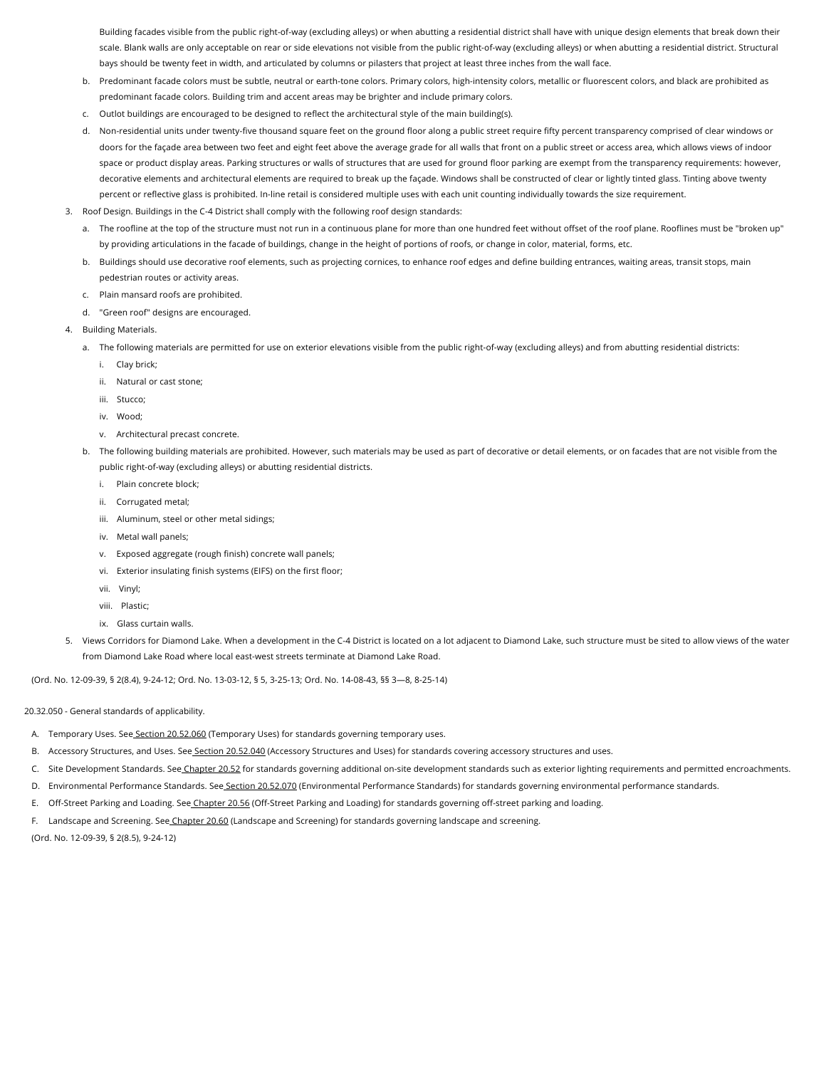Building facades visible from the public right-of-way (excluding alleys) or when abutting a residential district shall have with unique design elements that break down their scale. Blank walls are only acceptable on rear or side elevations not visible from the public right-of-way (excluding alleys) or when abutting a residential district. Structural bays should be twenty feet in width, and articulated by columns or pilasters that project at least three inches from the wall face.

   b. Predominant facade colors must be subtle, neutral or earth-tone colors. Primary colors, high-intensity colors, metallic or fluorescent colors, and black are prohibited as predominant facade colors. Building trim and accent areas may be brighter and include primary colors.

   c. Outlot buildings are encouraged to be designed to reflect the architectural style of the main building(s).

   d. Non-residential units under twenty-five thousand square feet on the ground floor along a public street require fifty percent transparency comprised of clear windows or doors for the façade area between two feet and eight feet above the average grade for all walls that front on a public street or access area, which allows views of indoor space or product display areas. Parking structures or walls of structures that are used for ground floor parking are exempt from the transparency requirements: however, decorative elements and architectural elements are required to break up the façade. Windows shall be constructed of clear or lightly tinted glass. Tinting above twenty percent or reflective glass is prohibited. In-line retail is considered multiple uses with each unit counting individually towards the size requirement.

3. Roof Design. Buildings in the C-4 District shall comply with the following roof design standards:

   a. The roofline at the top of the structure must not run in a continuous plane for more than one hundred feet without offset of the roof plane. Rooflines must be "broken up" by providing articulations in the facade of buildings, change in the height of portions of roofs, or change in color, material, forms, etc.

   b. Buildings should use decorative roof elements, such as projecting cornices, to enhance roof edges and define building entrances, waiting areas, transit stops, main pedestrian routes or activity areas.

   c. Plain mansard roofs are prohibited.

   d. "Green roof" designs are encouraged.

4. Building Materials.

   a. The following materials are permitted for use on exterior elevations visible from the public right-of-way (excluding alleys) and from abutting residential districts:

      i. Clay brick;

      ii. Natural or cast stone;

      iii. Stucco;

      iv. Wood;

      v. Architectural precast concrete.

   b. The following building materials are prohibited. However, such materials may be used as part of decorative or detail elements, or on facades that are not visible from the public right-of-way (excluding alleys) or abutting residential districts.

      i. Plain concrete block;

      ii. Corrugated metal;

      iii. Aluminum, steel or other metal sidings;

      iv. Metal wall panels;

      v. Exposed aggregate (rough finish) concrete wall panels;

      vi. Exterior insulating finish systems (EIFS) on the first floor;

      vii. Vinyl;

      viii. Plastic;

      ix. Glass curtain walls.

5. Views Corridors for Diamond Lake. When a development in the C-4 District is located on a lot adjacent to Diamond Lake, such structure must be sited to allow views of the water from Diamond Lake Road where local east-west streets terminate at Diamond Lake Road.

(Ord. No. 12-09-39, § 2(8.4), 9-24-12; Ord. No. 13-03-12, § 5, 3-25-13; Ord. No. 14-08-43, §§ 3—8, 8-25-14)

20.32.050 - General standards of applicability.

A. Temporary Uses. See Section 20.52.060 (Temporary Uses) for standards governing temporary uses.

B. Accessory Structures, and Uses. See Section 20.52.040 (Accessory Structures and Uses) for standards covering accessory structures and uses.

C. Site Development Standards. See Chapter 20.52 for standards governing additional on-site development standards such as exterior lighting requirements and permitted encroachments.

D. Environmental Performance Standards. See Section 20.52.070 (Environmental Performance Standards) for standards governing environmental performance standards.

E. Off-Street Parking and Loading. See Chapter 20.56 (Off-Street Parking and Loading) for standards governing off-street parking and loading.

F. Landscape and Screening. See Chapter 20.60 (Landscape and Screening) for standards governing landscape and screening.

(Ord. No. 12-09-39, § 2(8.5), 9-24-12)